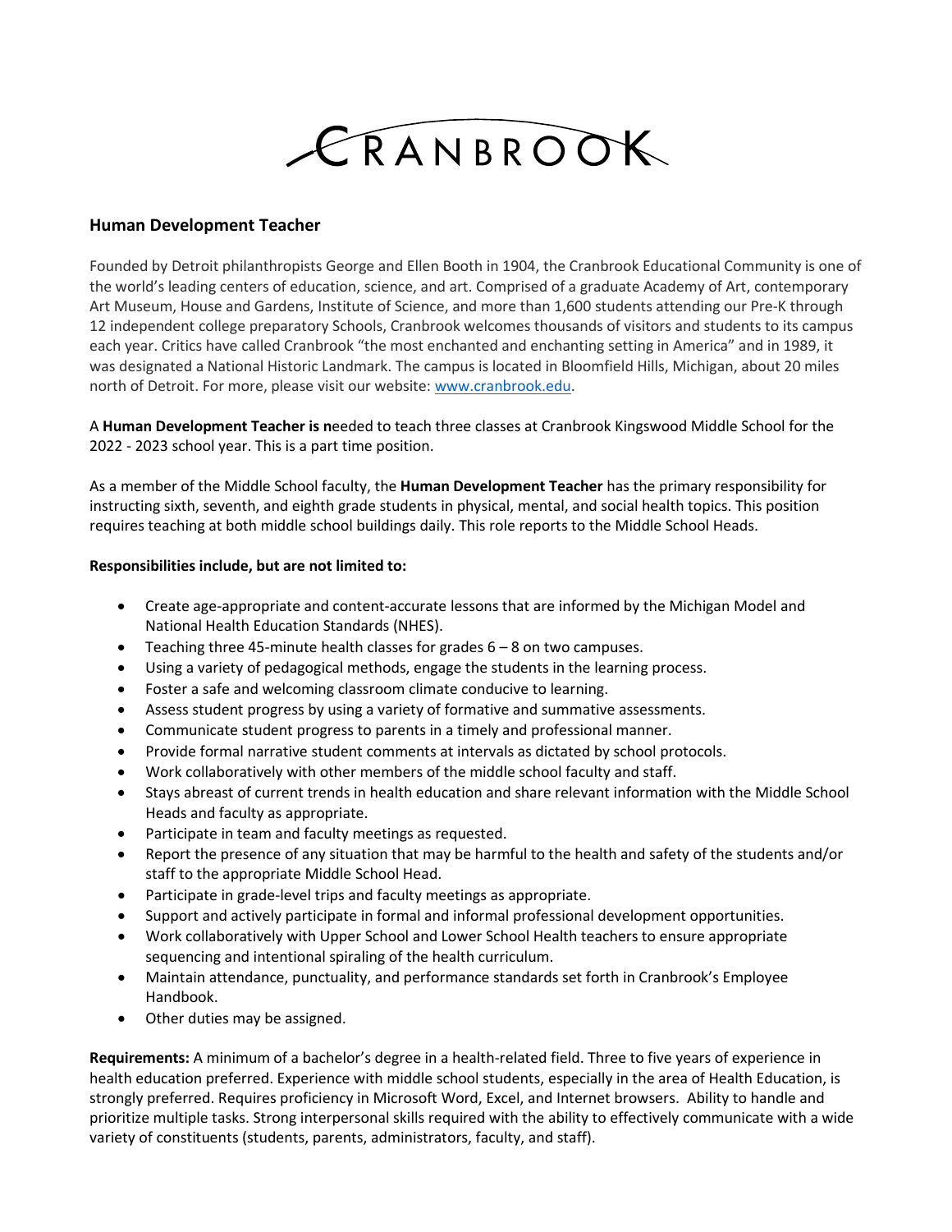CRANBROOK

## Human Development Teacher

Founded by Detroit philanthropists George and Ellen Booth in 1904, the Cranbrook Educational Community is one of the world's leading centers of education, science, and art. Comprised of a graduate Academy of Art, contemporary Art Museum, House and Gardens, Institute of Science, and more than 1,600 students attending our Pre-K through 12 independent college preparatory Schools, Cranbrook welcomes thousands of visitors and students to its campus each year. Critics have called Cranbrook "the most enchanted and enchanting setting in America" and in 1989, it was designated a National Historic Landmark. The campus is located in Bloomfield Hills, Michigan, about 20 miles north of Detroit. For more, please visit our website: www.cranbrook.edu.

A **Human Development Teacher is n**eeded to teach three classes at Cranbrook Kingswood Middle School for the 2022 - 2023 school year. This is a part time position.

As a member of the Middle School faculty, the **Human Development Teacher** has the primary responsibility for instructing sixth, seventh, and eighth grade students in physical, mental, and social health topics. This position requires teaching at both middle school buildings daily. This role reports to the Middle School Heads.

**Responsibilities include, but are not limited to:**

- Create age-appropriate and content-accurate lessons that are informed by the Michigan Model and National Health Education Standards (NHES).
- Teaching three 45-minute health classes for grades 6 – 8 on two campuses.
- Using a variety of pedagogical methods, engage the students in the learning process.
- Foster a safe and welcoming classroom climate conducive to learning.
- Assess student progress by using a variety of formative and summative assessments.
- Communicate student progress to parents in a timely and professional manner.
- Provide formal narrative student comments at intervals as dictated by school protocols.
- Work collaboratively with other members of the middle school faculty and staff.
- Stays abreast of current trends in health education and share relevant information with the Middle School Heads and faculty as appropriate.
- Participate in team and faculty meetings as requested.
- Report the presence of any situation that may be harmful to the health and safety of the students and/or staff to the appropriate Middle School Head.
- Participate in grade-level trips and faculty meetings as appropriate.
- Support and actively participate in formal and informal professional development opportunities.
- Work collaboratively with Upper School and Lower School Health teachers to ensure appropriate sequencing and intentional spiraling of the health curriculum.
- Maintain attendance, punctuality, and performance standards set forth in Cranbrook's Employee Handbook.
- Other duties may be assigned.

**Requirements:** A minimum of a bachelor's degree in a health-related field. Three to five years of experience in health education preferred. Experience with middle school students, especially in the area of Health Education, is strongly preferred. Requires proficiency in Microsoft Word, Excel, and Internet browsers. Ability to handle and prioritize multiple tasks. Strong interpersonal skills required with the ability to effectively communicate with a wide variety of constituents (students, parents, administrators, faculty, and staff).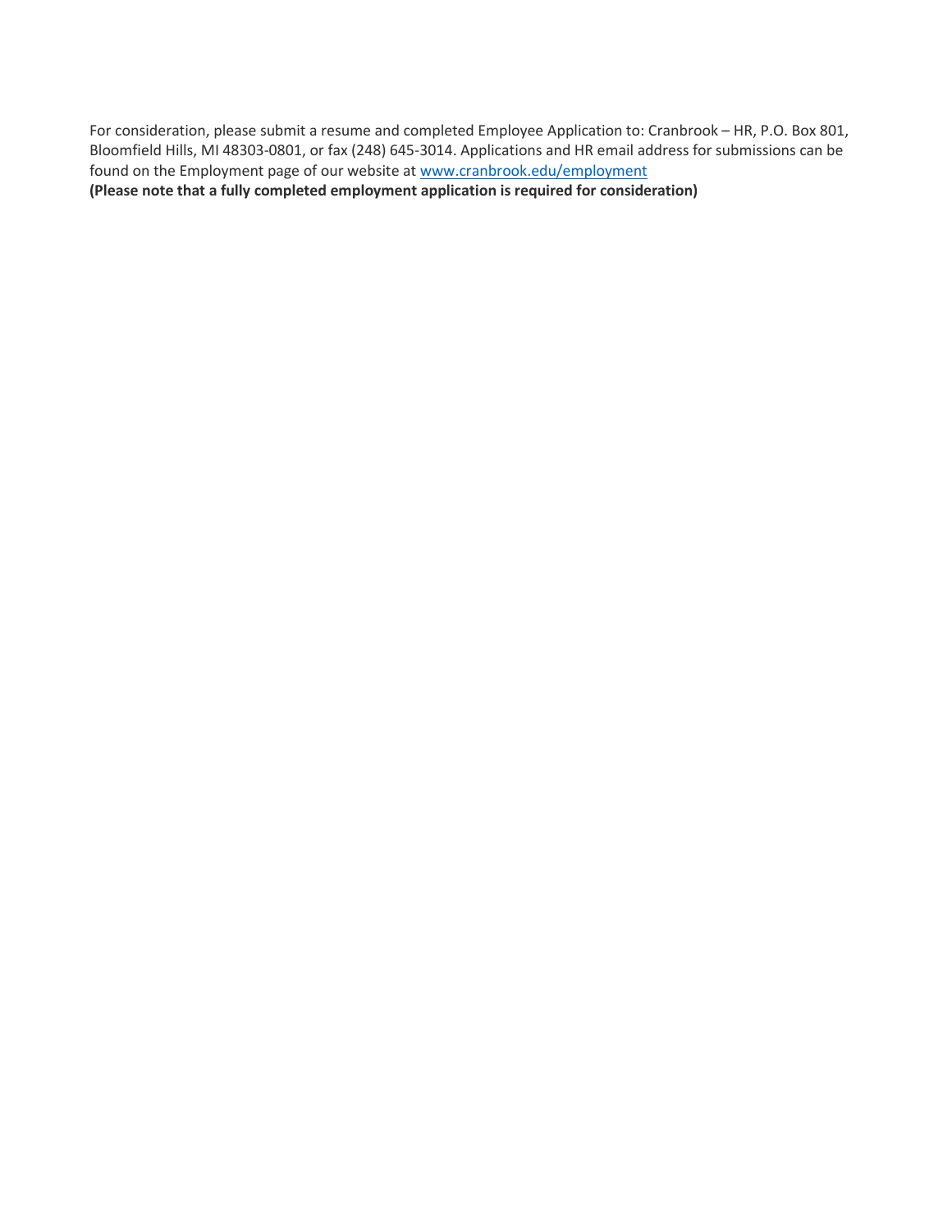For consideration, please submit a resume and completed Employee Application to: Cranbrook – HR, P.O. Box 801, Bloomfield Hills, MI 48303-0801, or fax (248) 645-3014. Applications and HR email address for submissions can be found on the Employment page of our website at [www.cranbrook.edu/employment](http://www.cranbrook.edu/employment)

**(Please note that a fully completed employment application is required for consideration)**